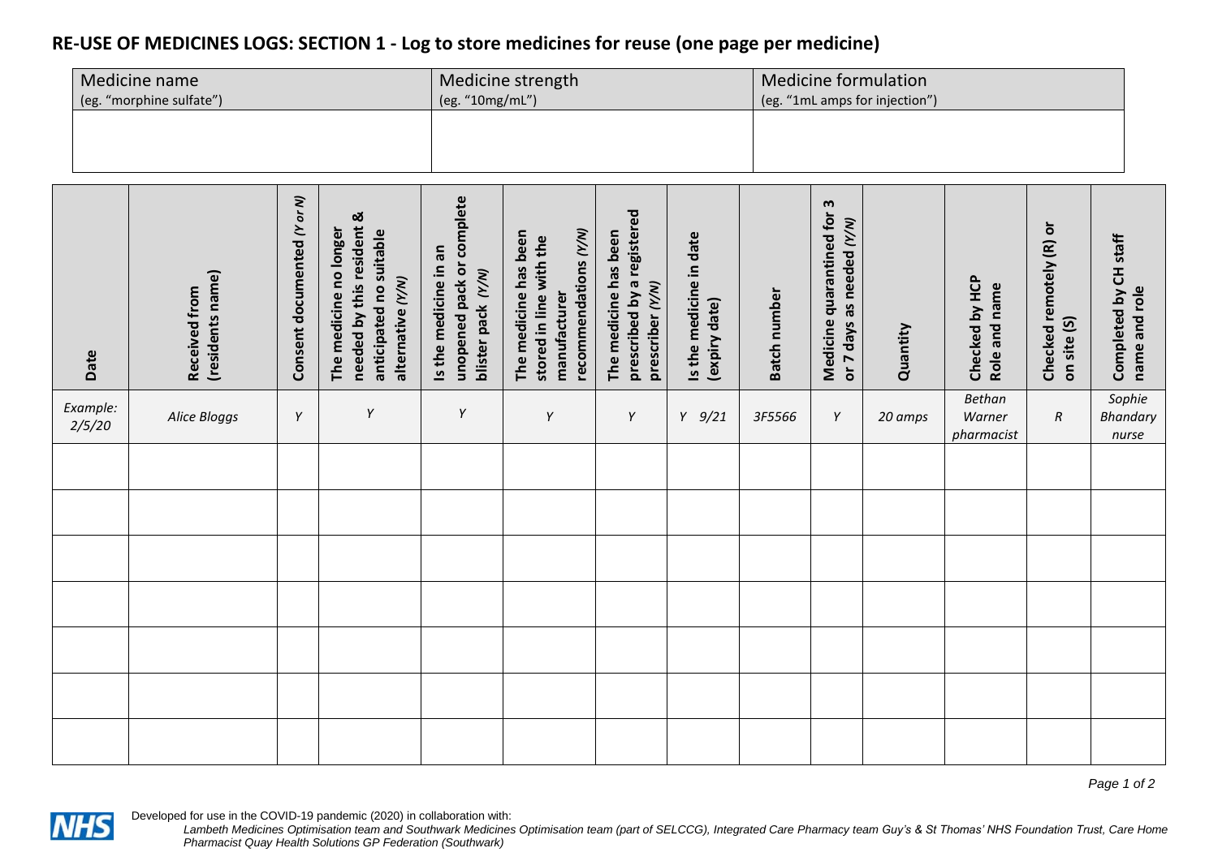## RE-USE OF MEDICINES LOGS: SECTION 1 - Log to store medicines for reuse (one page per medicine)

| Medicine name (eg. "morphine sulfate") | Medicine strength (eg. "10mg/mL") | Medicine formulation (eg. "1mL amps for injection") |
|---|---|---|
| | | |

| Date | Received from (residents name) | Consent documented *(Y or N)* | The medicine no longer needed by this resident & anticipated no suitable alternative *(Y/N)* | Is the medicine in an unopened pack or complete blister pack *(Y/N)* | The medicine has been stored in line with the manufacturer recommendations *(Y/N)* | The medicine has been prescribed by a registered prescriber *(Y/N)* | Is the medicine in date (expiry date) | Batch number | Medicine quarantined for 3 or 7 days as needed *(Y/N)* | Quantity | Checked by HCP Role and name | Checked remotely (R) or on site (S) | Completed by CH staff name and role |
|---|---|---|---|---|---|---|---|---|---|---|---|---|---|
| *Example: 2/5/20* | *Alice Bloggs* | *Y* | *Y* | *Y* | *Y* | *Y* | *Y 9/21* | *3F5566* | *Y* | *20 amps* | *Bethan Warner pharmacist* | *R* | *Sophie Bhandary nurse* |
| | | | | | | | | | | | | | |
| | | | | | | | | | | | | | |
| | | | | | | | | | | | | | |
| | | | | | | | | | | | | | |
| | | | | | | | | | | | | | |
| | | | | | | | | | | | | | |
| | | | | | | | | | | | | | |

Developed for use in the COVID-19 pandemic (2020) in collaboration with:
*Lambeth Medicines Optimisation team and Southwark Medicines Optimisation team (part of SELCCG), Integrated Care Pharmacy team Guy's & St Thomas' NHS Foundation Trust, Care Home Pharmacist Quay Health Solutions GP Federation (Southwark)*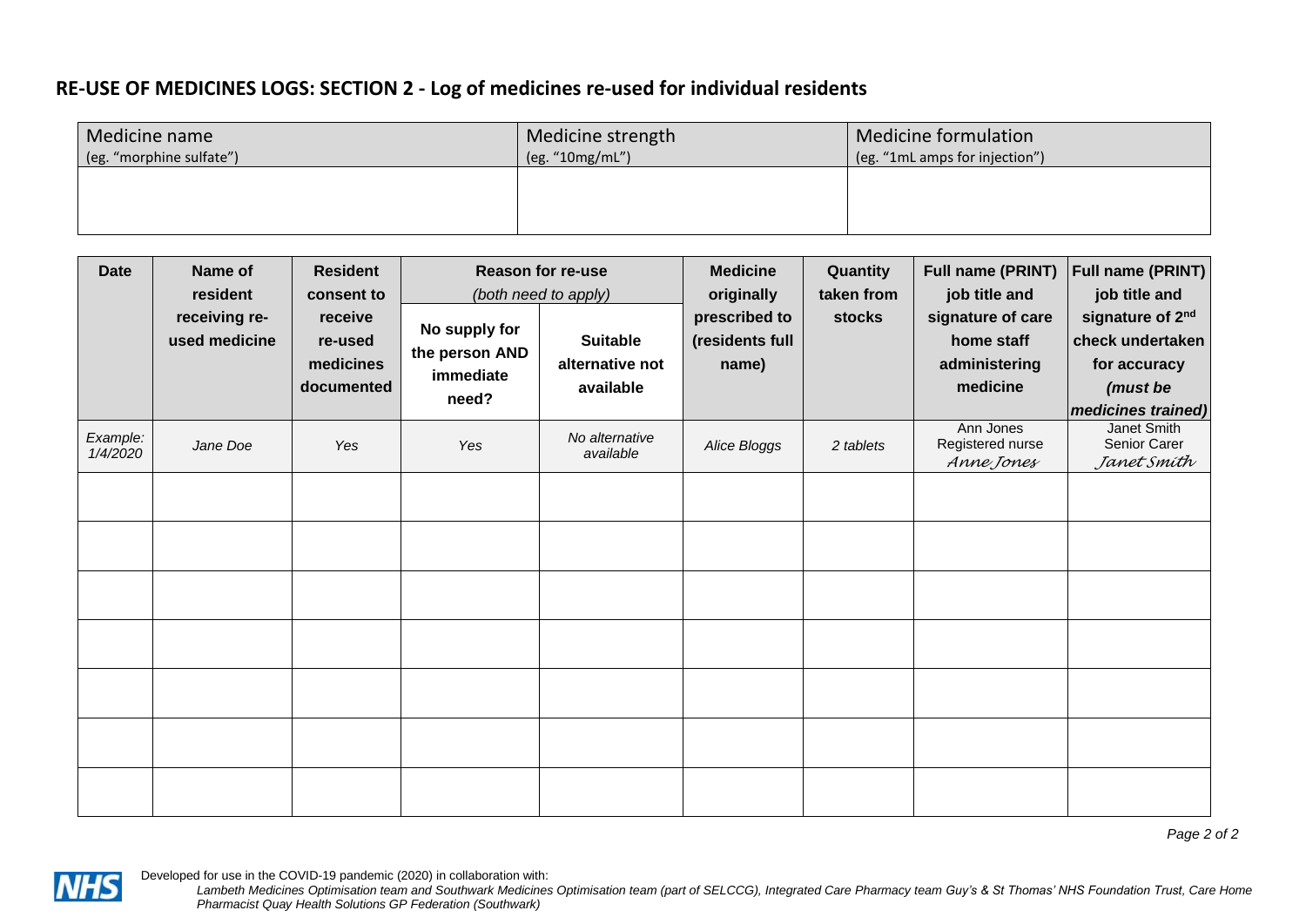## RE-USE OF MEDICINES LOGS: SECTION 2 - Log of medicines re-used for individual residents

| Medicine name (eg. "morphine sulfate") | Medicine strength (eg. "10mg/mL") | Medicine formulation (eg. "1mL amps for injection") |
|---|---|---|
| | | |

| **Date** | **Name of resident receiving re-used medicine** | **Resident consent to receive re-used medicines documented** | **Reason for re-use** *(both need to apply)* | | **Medicine originally prescribed to (residents full name)** | **Quantity taken from stocks** | **Full name (PRINT) job title and signature of care home staff administering medicine** | **Full name (PRINT) job title and signature of 2nd check undertaken for accuracy** ***(must be medicines trained)*** |
|---|---|---|---|---|---|---|---|---|
| | | | **No supply for the person AND immediate need?** | **Suitable alternative not available** | | | | |
| *Example: 1/4/2020* | *Jane Doe* | *Yes* | *Yes* | *No alternative available* | *Alice Bloggs* | *2 tablets* | Ann Jones Registered nurse *Anne Jones* | Janet Smith Senior Carer *Janet Smith* |
| | | | | | | | | |
| | | | | | | | | |
| | | | | | | | | |
| | | | | | | | | |
| | | | | | | | | |
| | | | | | | | | |
| | | | | | | | | |

NHS

Developed for use in the COVID-19 pandemic (2020) in collaboration with:
*Lambeth Medicines Optimisation team and Southwark Medicines Optimisation team (part of SELCCG), Integrated Care Pharmacy team Guy's & St Thomas' NHS Foundation Trust, Care Home Pharmacist Quay Health Solutions GP Federation (Southwark)*